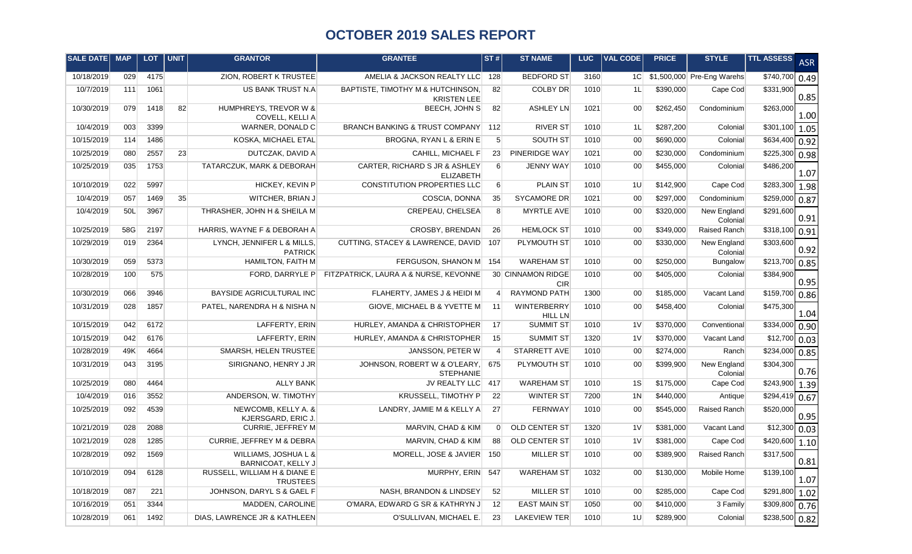# OCTOBER 2019 SALES REPORT

| SALE DATE | MAP | LOT | UNIT | GRANTOR | GRANTEE | ST # | ST NAME | LUC | VAL CODE | PRICE | STYLE | TTL ASSESS | ASR |
|---|---|---|---|---|---|---|---|---|---|---|---|---|---|
| 10/18/2019 | 029 | 4175 | | ZION, ROBERT K TRUSTEE | AMELIA & JACKSON REALTY LLC | 128 | BEDFORD ST | 3160 | 1C | $1,500,000 | Pre-Eng Warehs | $740,700 | 0.49 |
| 10/7/2019 | 111 | 1061 | | US BANK TRUST N.A | BAPTISTE, TIMOTHY M & HUTCHINSON, KRISTEN LEE | 82 | COLBY DR | 1010 | 1L | $390,000 | Cape Cod | $331,900 | 0.85 |
| 10/30/2019 | 079 | 1418 | 82 | HUMPHREYS, TREVOR W & COVELL, KELLI A | BEECH, JOHN S | 82 | ASHLEY LN | 1021 | 00 | $262,450 | Condominium | $263,000 | 1.00 |
| 10/4/2019 | 003 | 3399 | | WARNER, DONALD C | BRANCH BANKING & TRUST COMPANY | 112 | RIVER ST | 1010 | 1L | $287,200 | Colonial | $301,100 | 1.05 |
| 10/15/2019 | 114 | 1486 | | KOSKA, MICHAEL ETAL | BROGNA, RYAN L & ERIN E | 5 | SOUTH ST | 1010 | 00 | $690,000 | Colonial | $634,400 | 0.92 |
| 10/25/2019 | 080 | 2557 | 23 | DUTCZAK, DAVID A | CAHILL, MICHAEL F | 23 | PINERIDGE WAY | 1021 | 00 | $230,000 | Condominium | $225,300 | 0.98 |
| 10/25/2019 | 035 | 1753 | | TATARCZUK, MARK & DEBORAH | CARTER, RICHARD S JR & ASHLEY ELIZABETH | 6 | JENNY WAY | 1010 | 00 | $455,000 | Colonial | $486,200 | 1.07 |
| 10/10/2019 | 022 | 5997 | | HICKEY, KEVIN P | CONSTITUTION PROPERTIES LLC | 6 | PLAIN ST | 1010 | 1U | $142,900 | Cape Cod | $283,300 | 1.98 |
| 10/4/2019 | 057 | 1469 | 35 | WITCHER, BRIAN J | COSCIA, DONNA | 35 | SYCAMORE DR | 1021 | 00 | $297,000 | Condominium | $259,000 | 0.87 |
| 10/4/2019 | 50L | 3967 | | THRASHER, JOHN H & SHEILA M | CREPEAU, CHELSEA | 8 | MYRTLE AVE | 1010 | 00 | $320,000 | New England Colonial | $291,600 | 0.91 |
| 10/25/2019 | 58G | 2197 | | HARRIS, WAYNE F & DEBORAH A | CROSBY, BRENDAN | 26 | HEMLOCK ST | 1010 | 00 | $349,000 | Raised Ranch | $318,100 | 0.91 |
| 10/29/2019 | 019 | 2364 | | LYNCH, JENNIFER L & MILLS, PATRICK | CUTTING, STACEY & LAWRENCE, DAVID | 107 | PLYMOUTH ST | 1010 | 00 | $330,000 | New England Colonial | $303,600 | 0.92 |
| 10/30/2019 | 059 | 5373 | | HAMILTON, FAITH M | FERGUSON, SHANON M | 154 | WAREHAM ST | 1010 | 00 | $250,000 | Bungalow | $213,700 | 0.85 |
| 10/28/2019 | 100 | 575 | | FORD, DARRYLE P | FITZPATRICK, LAURA A & NURSE, KEVONNE | 30 | CINNAMON RIDGE CIR | 1010 | 00 | $405,000 | Colonial | $384,900 | 0.95 |
| 10/30/2019 | 066 | 3946 | | BAYSIDE AGRICULTURAL INC | FLAHERTY, JAMES J & HEIDI M | 4 | RAYMOND PATH | 1300 | 00 | $185,000 | Vacant Land | $159,700 | 0.86 |
| 10/31/2019 | 028 | 1857 | | PATEL, NARENDRA H & NISHA N | GIOVE, MICHAEL B & YVETTE M | 11 | WINTERBERRY HILL LN | 1010 | 00 | $458,400 | Colonial | $475,300 | 1.04 |
| 10/15/2019 | 042 | 6172 | | LAFFERTY, ERIN | HURLEY, AMANDA & CHRISTOPHER | 17 | SUMMIT ST | 1010 | 1V | $370,000 | Conventional | $334,000 | 0.90 |
| 10/15/2019 | 042 | 6176 | | LAFFERTY, ERIN | HURLEY, AMANDA & CHRISTOPHER | 15 | SUMMIT ST | 1320 | 1V | $370,000 | Vacant Land | $12,700 | 0.03 |
| 10/28/2019 | 49K | 4664 | | SMARSH, HELEN TRUSTEE | JANSSON, PETER W | 4 | STARRETT AVE | 1010 | 00 | $274,000 | Ranch | $234,000 | 0.85 |
| 10/31/2019 | 043 | 3195 | | SIRIGNANO, HENRY J JR | JOHNSON, ROBERT W & O'LEARY, STEPHANIE | 675 | PLYMOUTH ST | 1010 | 00 | $399,900 | New England Colonial | $304,300 | 0.76 |
| 10/25/2019 | 080 | 4464 | | ALLY BANK | JV REALTY LLC | 417 | WAREHAM ST | 1010 | 1S | $175,000 | Cape Cod | $243,900 | 1.39 |
| 10/4/2019 | 016 | 3552 | | ANDERSON, W. TIMOTHY | KRUSSELL, TIMOTHY P | 22 | WINTER ST | 7200 | 1N | $440,000 | Antique | $294,419 | 0.67 |
| 10/25/2019 | 092 | 4539 | | NEWCOMB, KELLY A. & KJERSGARD, ERIC J. | LANDRY, JAMIE M & KELLY A | 27 | FERNWAY | 1010 | 00 | $545,000 | Raised Ranch | $520,000 | 0.95 |
| 10/21/2019 | 028 | 2088 | | CURRIE, JEFFREY M | MARVIN, CHAD & KIM | 0 | OLD CENTER ST | 1320 | 1V | $381,000 | Vacant Land | $12,300 | 0.03 |
| 10/21/2019 | 028 | 1285 | | CURRIE, JEFFREY M & DEBRA | MARVIN, CHAD & KIM | 88 | OLD CENTER ST | 1010 | 1V | $381,000 | Cape Cod | $420,600 | 1.10 |
| 10/28/2019 | 092 | 1569 | | WILLIAMS, JOSHUA L & BARNICOAT, KELLY J | MORELL, JOSE & JAVIER | 150 | MILLER ST | 1010 | 00 | $389,900 | Raised Ranch | $317,500 | 0.81 |
| 10/10/2019 | 094 | 6128 | | RUSSELL, WILLIAM H & DIANE E TRUSTEES | MURPHY, ERIN | 547 | WAREHAM ST | 1032 | 00 | $130,000 | Mobile Home | $139,100 | 1.07 |
| 10/18/2019 | 087 | 221 | | JOHNSON, DARYL S & GAEL F | NASH, BRANDON & LINDSEY | 52 | MILLER ST | 1010 | 00 | $285,000 | Cape Cod | $291,800 | 1.02 |
| 10/16/2019 | 051 | 3344 | | MADDEN, CAROLINE | O'MARA, EDWARD G SR & KATHRYN J | 12 | EAST MAIN ST | 1050 | 00 | $410,000 | 3 Family | $309,800 | 0.76 |
| 10/28/2019 | 061 | 1492 | | DIAS, LAWRENCE JR & KATHLEEN | O'SULLIVAN, MICHAEL E. | 23 | LAKEVIEW TER | 1010 | 1U | $289,900 | Colonial | $238,500 | 0.82 |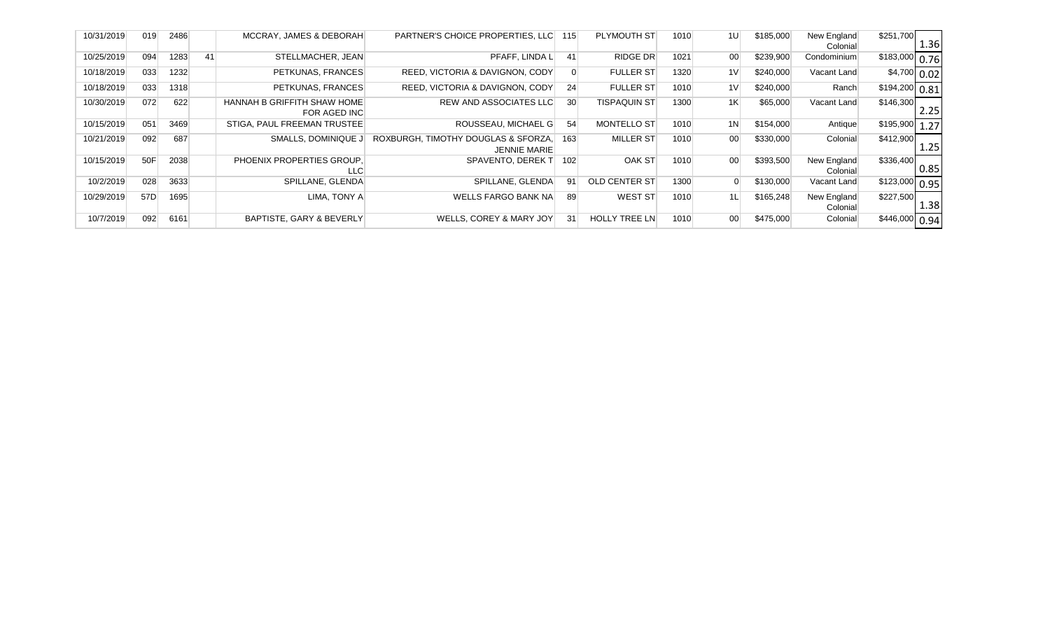| | | | | | | | | | | | | | |
|---|---|---|---|---|---|---|---|---|---|---|---|---|---|
| 10/31/2019 | 019 | 2486 | | MCCRAY, JAMES & DEBORAH | PARTNER'S CHOICE PROPERTIES, LLC | 115 | PLYMOUTH ST | 1010 | 1U | $185,000 | New England Colonial | $251,700 | 1.36 |
| 10/25/2019 | 094 | 1283 | 41 | STELLMACHER, JEAN | PFAFF, LINDA L | 41 | RIDGE DR | 1021 | 00 | $239,900 | Condominium | $183,000 | 0.76 |
| 10/18/2019 | 033 | 1232 | | PETKUNAS, FRANCES | REED, VICTORIA & DAVIGNON, CODY | 0 | FULLER ST | 1320 | 1V | $240,000 | Vacant Land | $4,700 | 0.02 |
| 10/18/2019 | 033 | 1318 | | PETKUNAS, FRANCES | REED, VICTORIA & DAVIGNON, CODY | 24 | FULLER ST | 1010 | 1V | $240,000 | Ranch | $194,200 | 0.81 |
| 10/30/2019 | 072 | 622 | | HANNAH B GRIFFITH SHAW HOME FOR AGED INC | REW AND ASSOCIATES LLC | 30 | TISPAQUIN ST | 1300 | 1K | $65,000 | Vacant Land | $146,300 | 2.25 |
| 10/15/2019 | 051 | 3469 | | STIGA, PAUL FREEMAN TRUSTEE | ROUSSEAU, MICHAEL G | 54 | MONTELLO ST | 1010 | 1N | $154,000 | Antique | $195,900 | 1.27 |
| 10/21/2019 | 092 | 687 | | SMALLS, DOMINIQUE J | ROXBURGH, TIMOTHY DOUGLAS & SFORZA, JENNIE MARIE | 163 | MILLER ST | 1010 | 00 | $330,000 | Colonial | $412,900 | 1.25 |
| 10/15/2019 | 50F | 2038 | | PHOENIX PROPERTIES GROUP, LLC | SPAVENTO, DEREK T | 102 | OAK ST | 1010 | 00 | $393,500 | New England Colonial | $336,400 | 0.85 |
| 10/2/2019 | 028 | 3633 | | SPILLANE, GLENDA | SPILLANE, GLENDA | 91 | OLD CENTER ST | 1300 | 0 | $130,000 | Vacant Land | $123,000 | 0.95 |
| 10/29/2019 | 57D | 1695 | | LIMA, TONY A | WELLS FARGO BANK NA | 89 | WEST ST | 1010 | 1L | $165,248 | New England Colonial | $227,500 | 1.38 |
| 10/7/2019 | 092 | 6161 | | BAPTISTE, GARY & BEVERLY | WELLS, COREY & MARY JOY | 31 | HOLLY TREE LN | 1010 | 00 | $475,000 | Colonial | $446,000 | 0.94 |